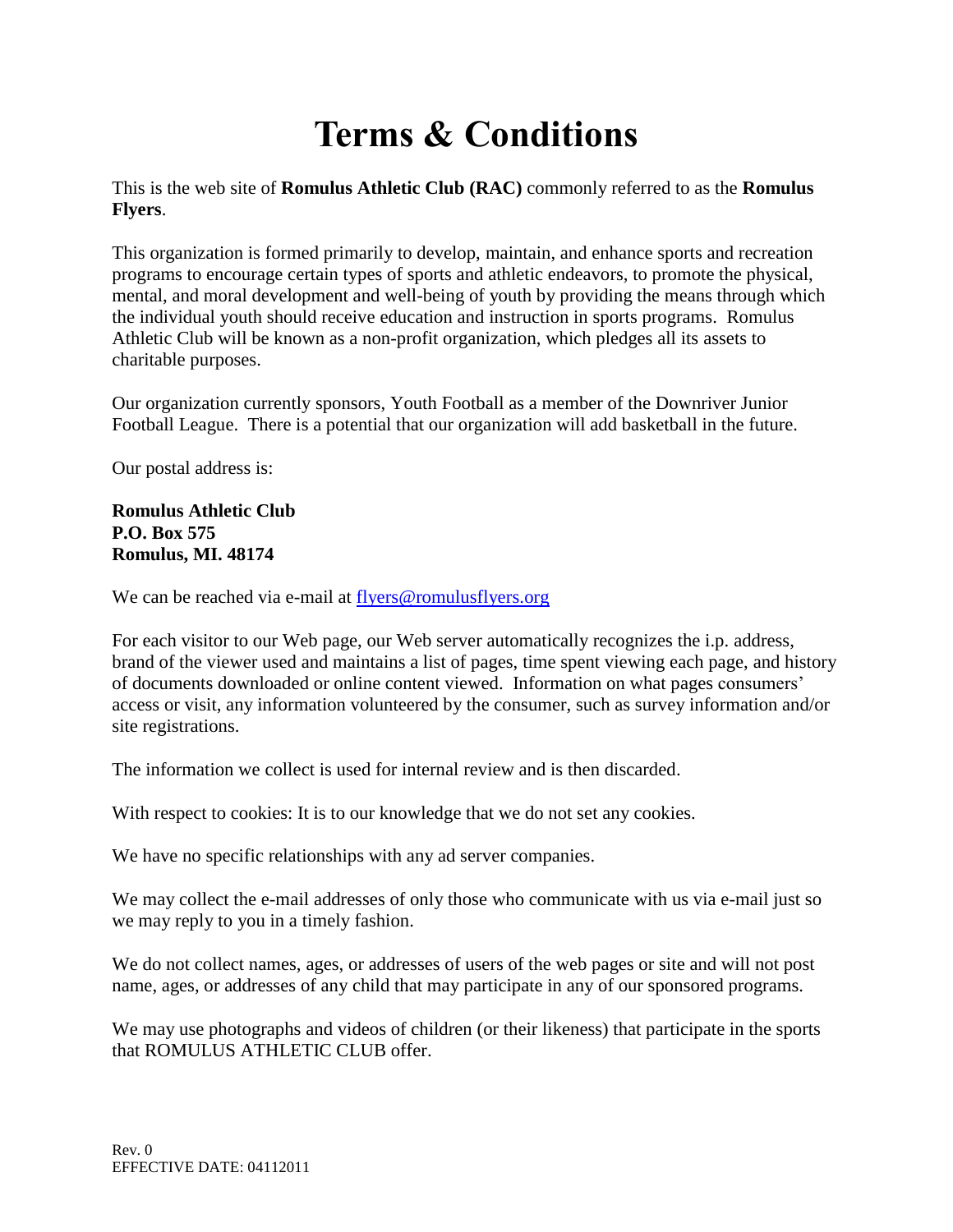# Terms & Conditions

This is the web site of **Romulus Athletic Club (RAC)** commonly referred to as the **Romulus Flyers**.

This organization is formed primarily to develop, maintain, and enhance sports and recreation programs to encourage certain types of sports and athletic endeavors, to promote the physical, mental, and moral development and well-being of youth by providing the means through which the individual youth should receive education and instruction in sports programs. Romulus Athletic Club will be known as a non-profit organization, which pledges all its assets to charitable purposes.

Our organization currently sponsors, Youth Football as a member of the Downriver Junior Football League. There is a potential that our organization will add basketball in the future.

Our postal address is:

**Romulus Athletic Club**
**P.O. Box 575**
**Romulus, MI. 48174**

We can be reached via e-mail at flyers@romulusflyers.org

For each visitor to our Web page, our Web server automatically recognizes the i.p. address, brand of the viewer used and maintains a list of pages, time spent viewing each page, and history of documents downloaded or online content viewed. Information on what pages consumers' access or visit, any information volunteered by the consumer, such as survey information and/or site registrations.

The information we collect is used for internal review and is then discarded.

With respect to cookies: It is to our knowledge that we do not set any cookies.

We have no specific relationships with any ad server companies.

We may collect the e-mail addresses of only those who communicate with us via e-mail just so we may reply to you in a timely fashion.

We do not collect names, ages, or addresses of users of the web pages or site and will not post name, ages, or addresses of any child that may participate in any of our sponsored programs.

We may use photographs and videos of children (or their likeness) that participate in the sports that ROMULUS ATHLETIC CLUB offer.

Rev. 0
EFFECTIVE DATE: 04112011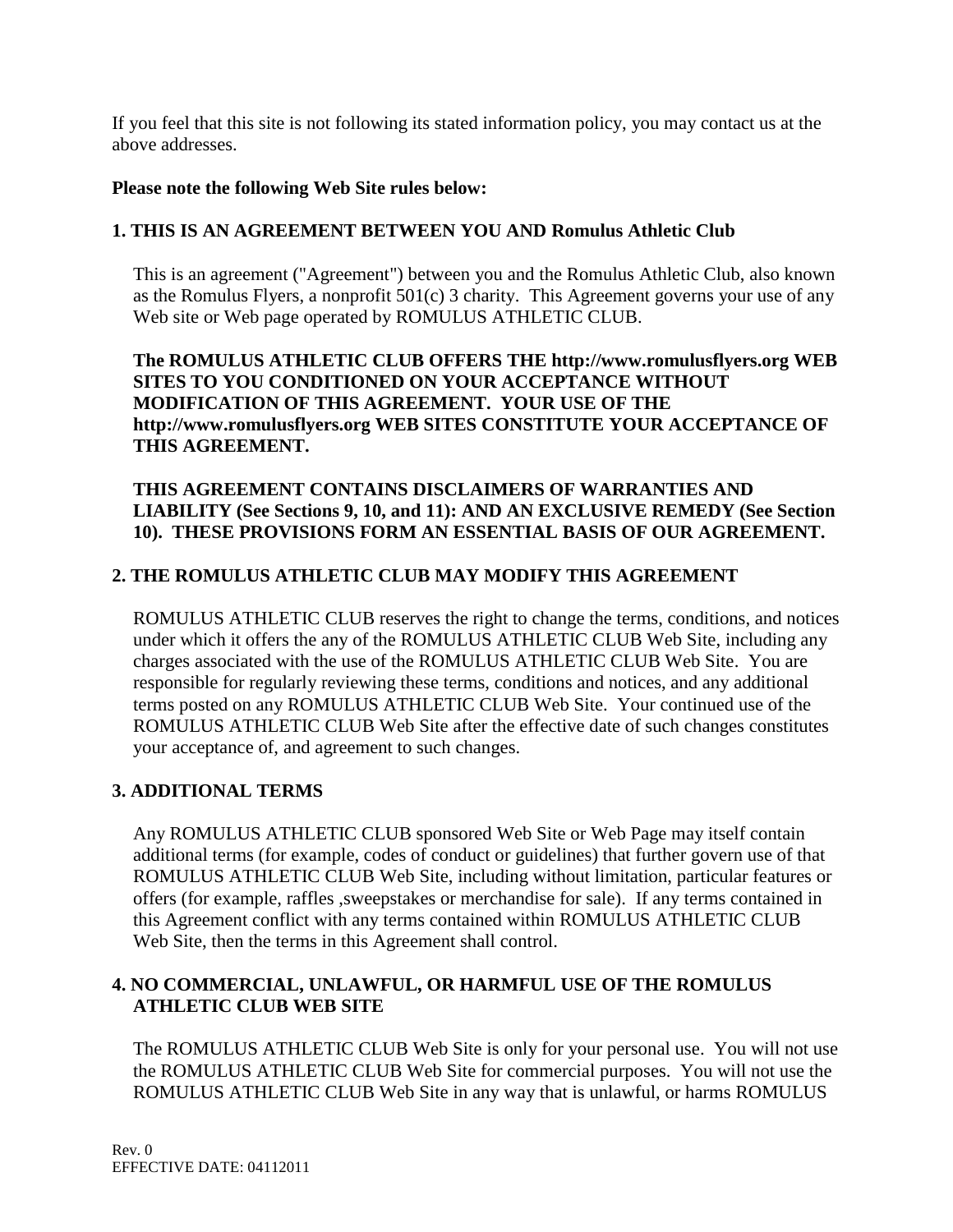If you feel that this site is not following its stated information policy, you may contact us at the above addresses.

**Please note the following Web Site rules below:**

## 1. THIS IS AN AGREEMENT BETWEEN YOU AND Romulus Athletic Club

This is an agreement ("Agreement") between you and the Romulus Athletic Club, also known as the Romulus Flyers, a nonprofit 501(c) 3 charity. This Agreement governs your use of any Web site or Web page operated by ROMULUS ATHLETIC CLUB.

**The ROMULUS ATHLETIC CLUB OFFERS THE http://www.romulusflyers.org WEB SITES TO YOU CONDITIONED ON YOUR ACCEPTANCE WITHOUT MODIFICATION OF THIS AGREEMENT. YOUR USE OF THE http://www.romulusflyers.org WEB SITES CONSTITUTE YOUR ACCEPTANCE OF THIS AGREEMENT.**

**THIS AGREEMENT CONTAINS DISCLAIMERS OF WARRANTIES AND LIABILITY (See Sections 9, 10, and 11): AND AN EXCLUSIVE REMEDY (See Section 10). THESE PROVISIONS FORM AN ESSENTIAL BASIS OF OUR AGREEMENT.**

## 2. THE ROMULUS ATHLETIC CLUB MAY MODIFY THIS AGREEMENT

ROMULUS ATHLETIC CLUB reserves the right to change the terms, conditions, and notices under which it offers the any of the ROMULUS ATHLETIC CLUB Web Site, including any charges associated with the use of the ROMULUS ATHLETIC CLUB Web Site. You are responsible for regularly reviewing these terms, conditions and notices, and any additional terms posted on any ROMULUS ATHLETIC CLUB Web Site. Your continued use of the ROMULUS ATHLETIC CLUB Web Site after the effective date of such changes constitutes your acceptance of, and agreement to such changes.

## 3. ADDITIONAL TERMS

Any ROMULUS ATHLETIC CLUB sponsored Web Site or Web Page may itself contain additional terms (for example, codes of conduct or guidelines) that further govern use of that ROMULUS ATHLETIC CLUB Web Site, including without limitation, particular features or offers (for example, raffles ,sweepstakes or merchandise for sale). If any terms contained in this Agreement conflict with any terms contained within ROMULUS ATHLETIC CLUB Web Site, then the terms in this Agreement shall control.

## 4. NO COMMERCIAL, UNLAWFUL, OR HARMFUL USE OF THE ROMULUS ATHLETIC CLUB WEB SITE

The ROMULUS ATHLETIC CLUB Web Site is only for your personal use. You will not use the ROMULUS ATHLETIC CLUB Web Site for commercial purposes. You will not use the ROMULUS ATHLETIC CLUB Web Site in any way that is unlawful, or harms ROMULUS

Rev. 0
EFFECTIVE DATE: 04112011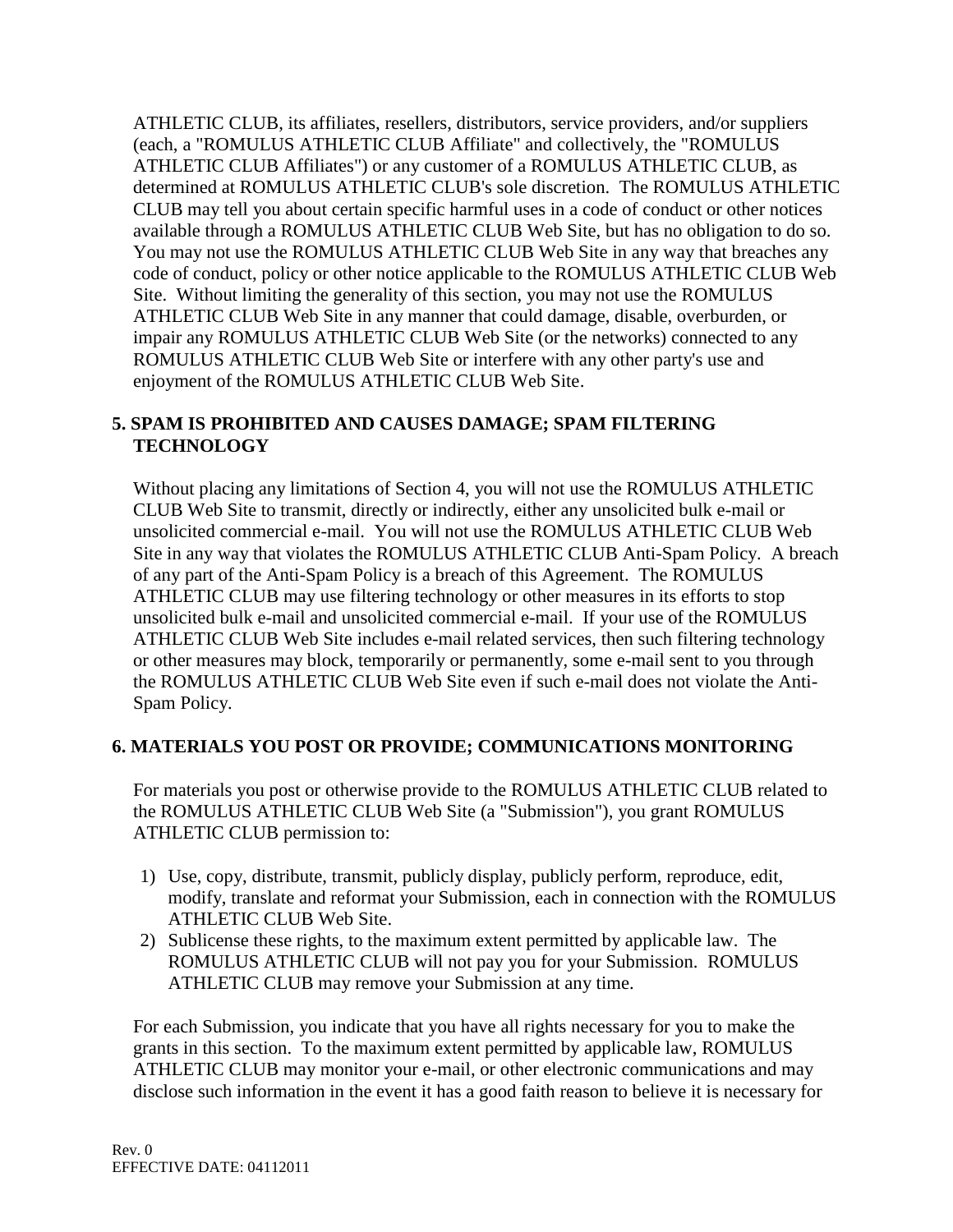ATHLETIC CLUB, its affiliates, resellers, distributors, service providers, and/or suppliers (each, a "ROMULUS ATHLETIC CLUB Affiliate" and collectively, the "ROMULUS ATHLETIC CLUB Affiliates") or any customer of a ROMULUS ATHLETIC CLUB, as determined at ROMULUS ATHLETIC CLUB's sole discretion. The ROMULUS ATHLETIC CLUB may tell you about certain specific harmful uses in a code of conduct or other notices available through a ROMULUS ATHLETIC CLUB Web Site, but has no obligation to do so. You may not use the ROMULUS ATHLETIC CLUB Web Site in any way that breaches any code of conduct, policy or other notice applicable to the ROMULUS ATHLETIC CLUB Web Site. Without limiting the generality of this section, you may not use the ROMULUS ATHLETIC CLUB Web Site in any manner that could damage, disable, overburden, or impair any ROMULUS ATHLETIC CLUB Web Site (or the networks) connected to any ROMULUS ATHLETIC CLUB Web Site or interfere with any other party's use and enjoyment of the ROMULUS ATHLETIC CLUB Web Site.

## 5. SPAM IS PROHIBITED AND CAUSES DAMAGE; SPAM FILTERING TECHNOLOGY

Without placing any limitations of Section 4, you will not use the ROMULUS ATHLETIC CLUB Web Site to transmit, directly or indirectly, either any unsolicited bulk e-mail or unsolicited commercial e-mail. You will not use the ROMULUS ATHLETIC CLUB Web Site in any way that violates the ROMULUS ATHLETIC CLUB Anti-Spam Policy. A breach of any part of the Anti-Spam Policy is a breach of this Agreement. The ROMULUS ATHLETIC CLUB may use filtering technology or other measures in its efforts to stop unsolicited bulk e-mail and unsolicited commercial e-mail. If your use of the ROMULUS ATHLETIC CLUB Web Site includes e-mail related services, then such filtering technology or other measures may block, temporarily or permanently, some e-mail sent to you through the ROMULUS ATHLETIC CLUB Web Site even if such e-mail does not violate the Anti-Spam Policy.

## 6. MATERIALS YOU POST OR PROVIDE; COMMUNICATIONS MONITORING

For materials you post or otherwise provide to the ROMULUS ATHLETIC CLUB related to the ROMULUS ATHLETIC CLUB Web Site (a "Submission"), you grant ROMULUS ATHLETIC CLUB permission to:

1) Use, copy, distribute, transmit, publicly display, publicly perform, reproduce, edit, modify, translate and reformat your Submission, each in connection with the ROMULUS ATHLETIC CLUB Web Site.
2) Sublicense these rights, to the maximum extent permitted by applicable law. The ROMULUS ATHLETIC CLUB will not pay you for your Submission. ROMULUS ATHLETIC CLUB may remove your Submission at any time.

For each Submission, you indicate that you have all rights necessary for you to make the grants in this section. To the maximum extent permitted by applicable law, ROMULUS ATHLETIC CLUB may monitor your e-mail, or other electronic communications and may disclose such information in the event it has a good faith reason to believe it is necessary for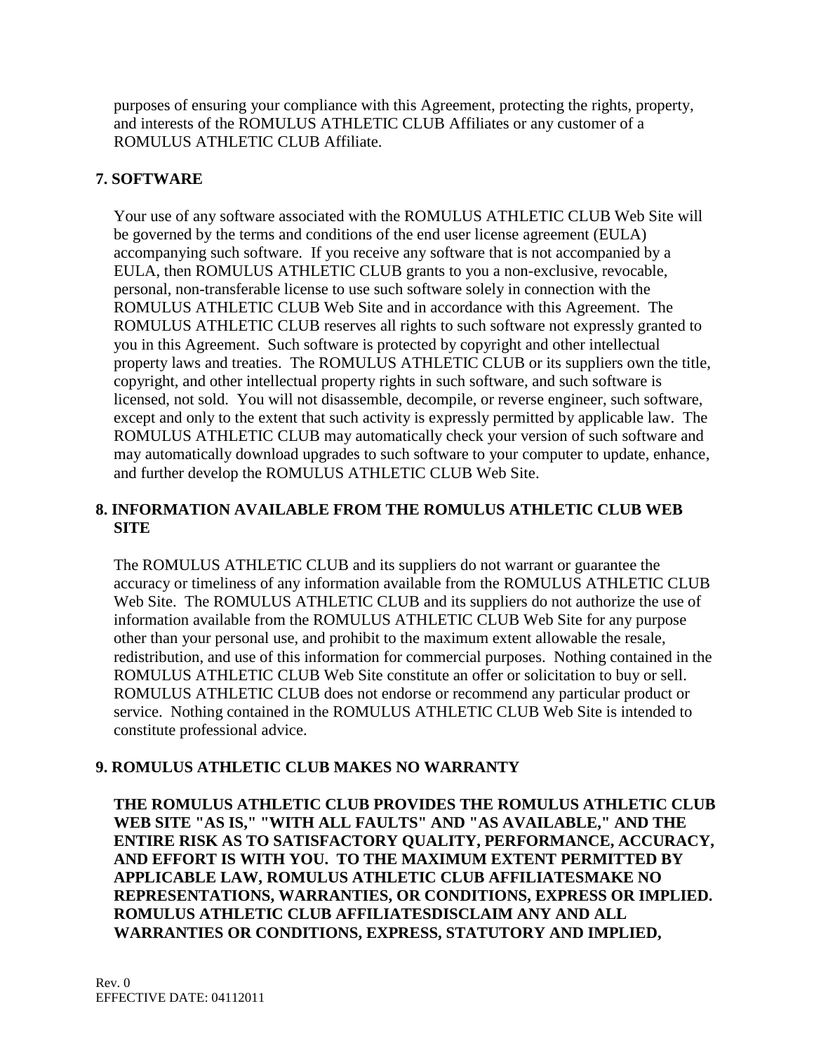purposes of ensuring your compliance with this Agreement, protecting the rights, property, and interests of the ROMULUS ATHLETIC CLUB Affiliates or any customer of a ROMULUS ATHLETIC CLUB Affiliate.

## 7. SOFTWARE

Your use of any software associated with the ROMULUS ATHLETIC CLUB Web Site will be governed by the terms and conditions of the end user license agreement (EULA) accompanying such software. If you receive any software that is not accompanied by a EULA, then ROMULUS ATHLETIC CLUB grants to you a non-exclusive, revocable, personal, non-transferable license to use such software solely in connection with the ROMULUS ATHLETIC CLUB Web Site and in accordance with this Agreement. The ROMULUS ATHLETIC CLUB reserves all rights to such software not expressly granted to you in this Agreement. Such software is protected by copyright and other intellectual property laws and treaties. The ROMULUS ATHLETIC CLUB or its suppliers own the title, copyright, and other intellectual property rights in such software, and such software is licensed, not sold. You will not disassemble, decompile, or reverse engineer, such software, except and only to the extent that such activity is expressly permitted by applicable law. The ROMULUS ATHLETIC CLUB may automatically check your version of such software and may automatically download upgrades to such software to your computer to update, enhance, and further develop the ROMULUS ATHLETIC CLUB Web Site.

## 8. INFORMATION AVAILABLE FROM THE ROMULUS ATHLETIC CLUB WEB SITE

The ROMULUS ATHLETIC CLUB and its suppliers do not warrant or guarantee the accuracy or timeliness of any information available from the ROMULUS ATHLETIC CLUB Web Site. The ROMULUS ATHLETIC CLUB and its suppliers do not authorize the use of information available from the ROMULUS ATHLETIC CLUB Web Site for any purpose other than your personal use, and prohibit to the maximum extent allowable the resale, redistribution, and use of this information for commercial purposes. Nothing contained in the ROMULUS ATHLETIC CLUB Web Site constitute an offer or solicitation to buy or sell. ROMULUS ATHLETIC CLUB does not endorse or recommend any particular product or service. Nothing contained in the ROMULUS ATHLETIC CLUB Web Site is intended to constitute professional advice.

## 9. ROMULUS ATHLETIC CLUB MAKES NO WARRANTY

**THE ROMULUS ATHLETIC CLUB PROVIDES THE ROMULUS ATHLETIC CLUB WEB SITE "AS IS," "WITH ALL FAULTS" AND "AS AVAILABLE," AND THE ENTIRE RISK AS TO SATISFACTORY QUALITY, PERFORMANCE, ACCURACY, AND EFFORT IS WITH YOU. TO THE MAXIMUM EXTENT PERMITTED BY APPLICABLE LAW, ROMULUS ATHLETIC CLUB AFFILIATESMAKE NO REPRESENTATIONS, WARRANTIES, OR CONDITIONS, EXPRESS OR IMPLIED. ROMULUS ATHLETIC CLUB AFFILIATESDISCLAIM ANY AND ALL WARRANTIES OR CONDITIONS, EXPRESS, STATUTORY AND IMPLIED,**

Rev. 0
EFFECTIVE DATE: 04112011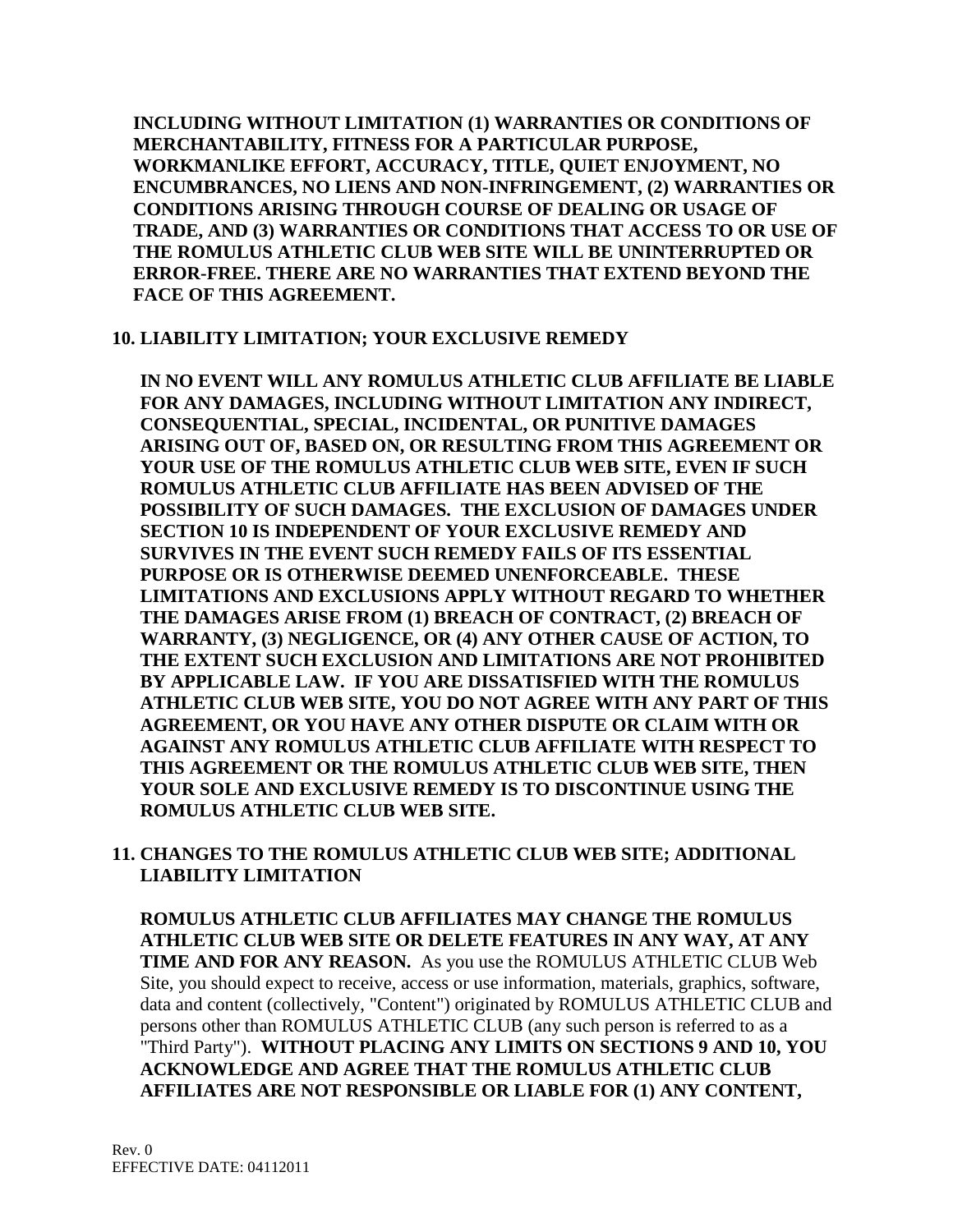**INCLUDING WITHOUT LIMITATION (1) WARRANTIES OR CONDITIONS OF MERCHANTABILITY, FITNESS FOR A PARTICULAR PURPOSE, WORKMANLIKE EFFORT, ACCURACY, TITLE, QUIET ENJOYMENT, NO ENCUMBRANCES, NO LIENS AND NON-INFRINGEMENT, (2) WARRANTIES OR CONDITIONS ARISING THROUGH COURSE OF DEALING OR USAGE OF TRADE, AND (3) WARRANTIES OR CONDITIONS THAT ACCESS TO OR USE OF THE ROMULUS ATHLETIC CLUB WEB SITE WILL BE UNINTERRUPTED OR ERROR-FREE. THERE ARE NO WARRANTIES THAT EXTEND BEYOND THE FACE OF THIS AGREEMENT.**

## 10. LIABILITY LIMITATION; YOUR EXCLUSIVE REMEDY

**IN NO EVENT WILL ANY ROMULUS ATHLETIC CLUB AFFILIATE BE LIABLE FOR ANY DAMAGES, INCLUDING WITHOUT LIMITATION ANY INDIRECT, CONSEQUENTIAL, SPECIAL, INCIDENTAL, OR PUNITIVE DAMAGES ARISING OUT OF, BASED ON, OR RESULTING FROM THIS AGREEMENT OR YOUR USE OF THE ROMULUS ATHLETIC CLUB WEB SITE, EVEN IF SUCH ROMULUS ATHLETIC CLUB AFFILIATE HAS BEEN ADVISED OF THE POSSIBILITY OF SUCH DAMAGES. THE EXCLUSION OF DAMAGES UNDER SECTION 10 IS INDEPENDENT OF YOUR EXCLUSIVE REMEDY AND SURVIVES IN THE EVENT SUCH REMEDY FAILS OF ITS ESSENTIAL PURPOSE OR IS OTHERWISE DEEMED UNENFORCEABLE. THESE LIMITATIONS AND EXCLUSIONS APPLY WITHOUT REGARD TO WHETHER THE DAMAGES ARISE FROM (1) BREACH OF CONTRACT, (2) BREACH OF WARRANTY, (3) NEGLIGENCE, OR (4) ANY OTHER CAUSE OF ACTION, TO THE EXTENT SUCH EXCLUSION AND LIMITATIONS ARE NOT PROHIBITED BY APPLICABLE LAW. IF YOU ARE DISSATISFIED WITH THE ROMULUS ATHLETIC CLUB WEB SITE, YOU DO NOT AGREE WITH ANY PART OF THIS AGREEMENT, OR YOU HAVE ANY OTHER DISPUTE OR CLAIM WITH OR AGAINST ANY ROMULUS ATHLETIC CLUB AFFILIATE WITH RESPECT TO THIS AGREEMENT OR THE ROMULUS ATHLETIC CLUB WEB SITE, THEN YOUR SOLE AND EXCLUSIVE REMEDY IS TO DISCONTINUE USING THE ROMULUS ATHLETIC CLUB WEB SITE.**

## 11. CHANGES TO THE ROMULUS ATHLETIC CLUB WEB SITE; ADDITIONAL LIABILITY LIMITATION

**ROMULUS ATHLETIC CLUB AFFILIATES MAY CHANGE THE ROMULUS ATHLETIC CLUB WEB SITE OR DELETE FEATURES IN ANY WAY, AT ANY TIME AND FOR ANY REASON.** As you use the ROMULUS ATHLETIC CLUB Web Site, you should expect to receive, access or use information, materials, graphics, software, data and content (collectively, "Content") originated by ROMULUS ATHLETIC CLUB and persons other than ROMULUS ATHLETIC CLUB (any such person is referred to as a "Third Party"). **WITHOUT PLACING ANY LIMITS ON SECTIONS 9 AND 10, YOU ACKNOWLEDGE AND AGREE THAT THE ROMULUS ATHLETIC CLUB AFFILIATES ARE NOT RESPONSIBLE OR LIABLE FOR (1) ANY CONTENT,**

Rev. 0
EFFECTIVE DATE: 04112011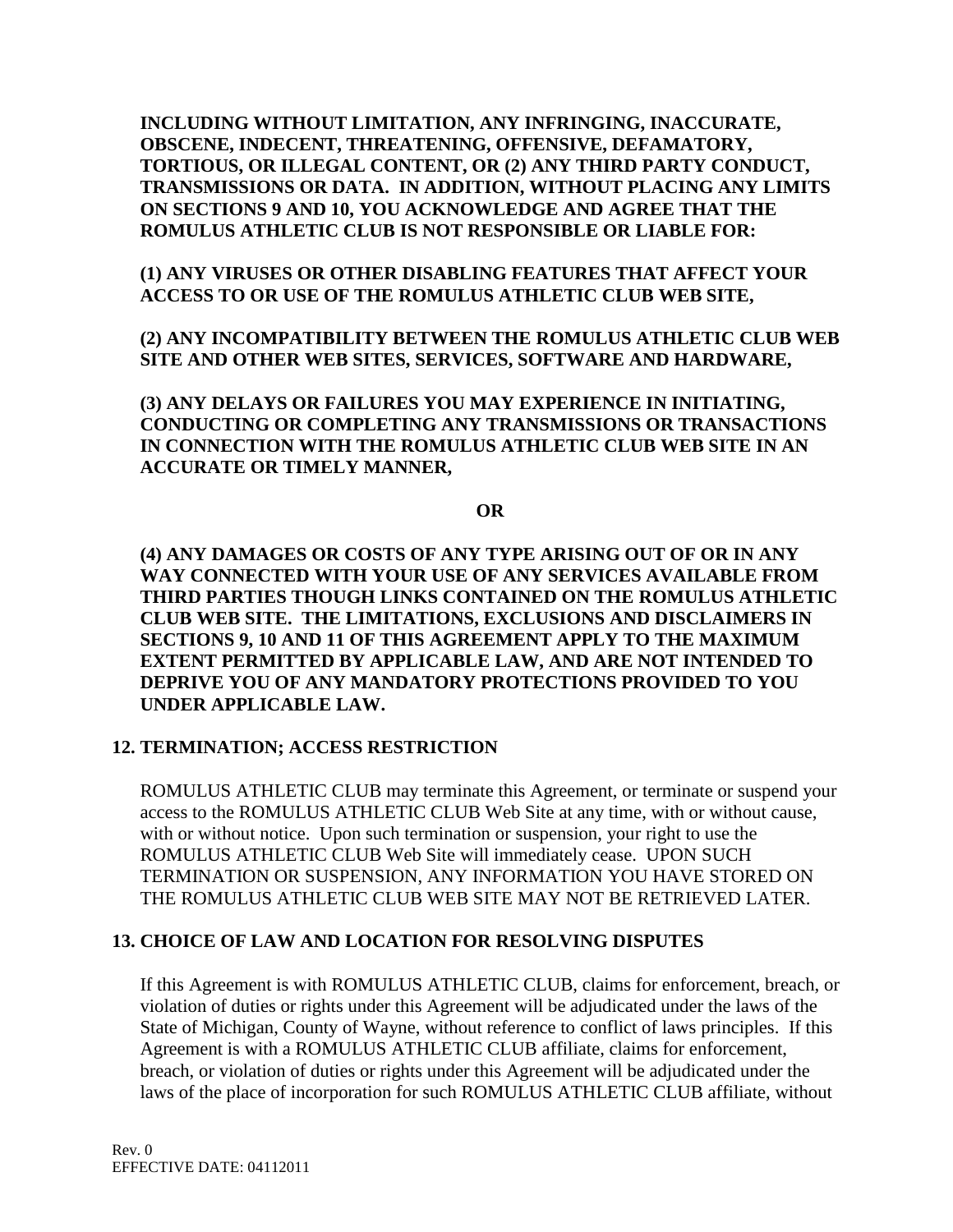**INCLUDING WITHOUT LIMITATION, ANY INFRINGING, INACCURATE, OBSCENE, INDECENT, THREATENING, OFFENSIVE, DEFAMATORY, TORTIOUS, OR ILLEGAL CONTENT, OR (2) ANY THIRD PARTY CONDUCT, TRANSMISSIONS OR DATA. IN ADDITION, WITHOUT PLACING ANY LIMITS ON SECTIONS 9 AND 10, YOU ACKNOWLEDGE AND AGREE THAT THE ROMULUS ATHLETIC CLUB IS NOT RESPONSIBLE OR LIABLE FOR:**

**(1) ANY VIRUSES OR OTHER DISABLING FEATURES THAT AFFECT YOUR ACCESS TO OR USE OF THE ROMULUS ATHLETIC CLUB WEB SITE,**

**(2) ANY INCOMPATIBILITY BETWEEN THE ROMULUS ATHLETIC CLUB WEB SITE AND OTHER WEB SITES, SERVICES, SOFTWARE AND HARDWARE,**

**(3) ANY DELAYS OR FAILURES YOU MAY EXPERIENCE IN INITIATING, CONDUCTING OR COMPLETING ANY TRANSMISSIONS OR TRANSACTIONS IN CONNECTION WITH THE ROMULUS ATHLETIC CLUB WEB SITE IN AN ACCURATE OR TIMELY MANNER,**

**OR**

**(4) ANY DAMAGES OR COSTS OF ANY TYPE ARISING OUT OF OR IN ANY WAY CONNECTED WITH YOUR USE OF ANY SERVICES AVAILABLE FROM THIRD PARTIES THOUGH LINKS CONTAINED ON THE ROMULUS ATHLETIC CLUB WEB SITE. THE LIMITATIONS, EXCLUSIONS AND DISCLAIMERS IN SECTIONS 9, 10 AND 11 OF THIS AGREEMENT APPLY TO THE MAXIMUM EXTENT PERMITTED BY APPLICABLE LAW, AND ARE NOT INTENDED TO DEPRIVE YOU OF ANY MANDATORY PROTECTIONS PROVIDED TO YOU UNDER APPLICABLE LAW.**

## 12. TERMINATION; ACCESS RESTRICTION

ROMULUS ATHLETIC CLUB may terminate this Agreement, or terminate or suspend your access to the ROMULUS ATHLETIC CLUB Web Site at any time, with or without cause, with or without notice. Upon such termination or suspension, your right to use the ROMULUS ATHLETIC CLUB Web Site will immediately cease. UPON SUCH TERMINATION OR SUSPENSION, ANY INFORMATION YOU HAVE STORED ON THE ROMULUS ATHLETIC CLUB WEB SITE MAY NOT BE RETRIEVED LATER.

## 13. CHOICE OF LAW AND LOCATION FOR RESOLVING DISPUTES

If this Agreement is with ROMULUS ATHLETIC CLUB, claims for enforcement, breach, or violation of duties or rights under this Agreement will be adjudicated under the laws of the State of Michigan, County of Wayne, without reference to conflict of laws principles. If this Agreement is with a ROMULUS ATHLETIC CLUB affiliate, claims for enforcement, breach, or violation of duties or rights under this Agreement will be adjudicated under the laws of the place of incorporation for such ROMULUS ATHLETIC CLUB affiliate, without

Rev. 0
EFFECTIVE DATE: 04112011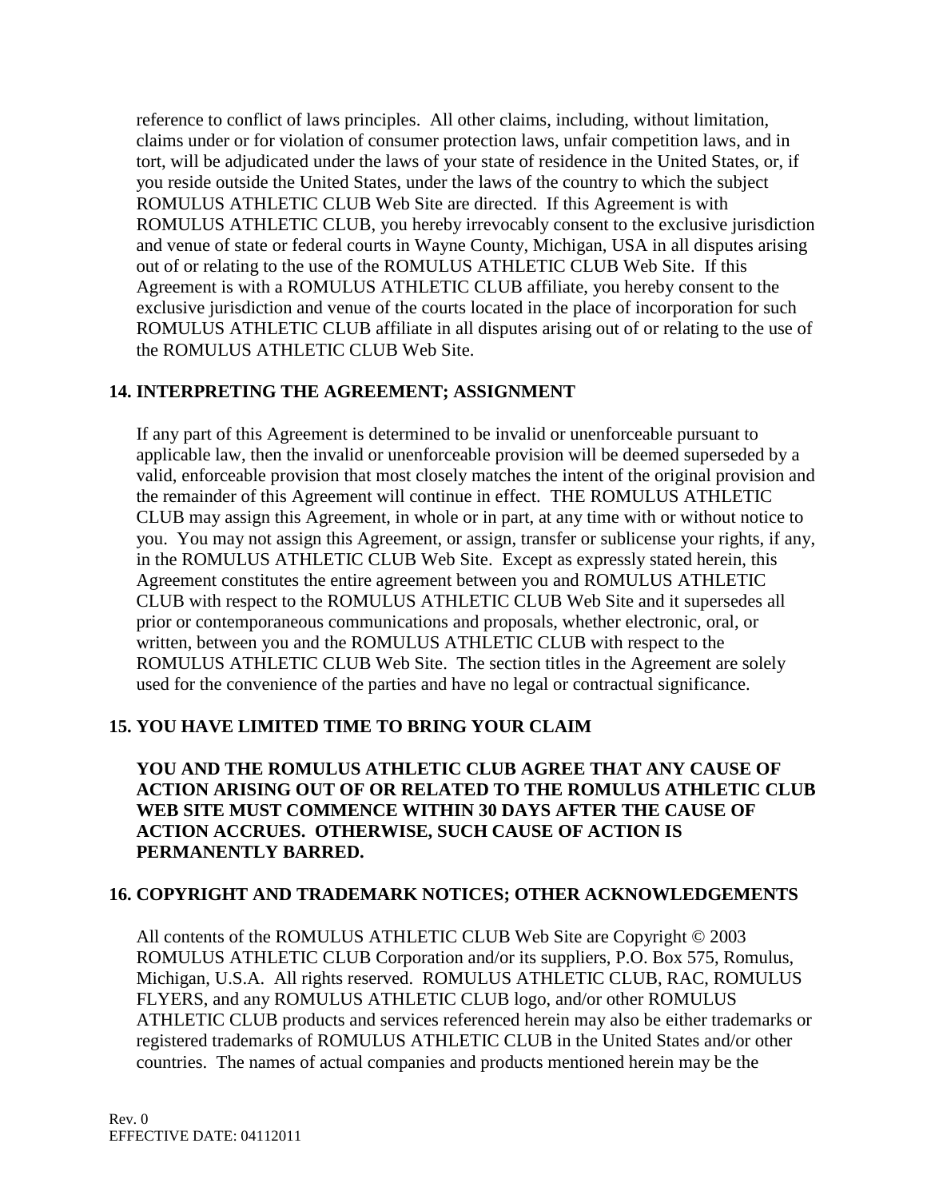reference to conflict of laws principles. All other claims, including, without limitation, claims under or for violation of consumer protection laws, unfair competition laws, and in tort, will be adjudicated under the laws of your state of residence in the United States, or, if you reside outside the United States, under the laws of the country to which the subject ROMULUS ATHLETIC CLUB Web Site are directed. If this Agreement is with ROMULUS ATHLETIC CLUB, you hereby irrevocably consent to the exclusive jurisdiction and venue of state or federal courts in Wayne County, Michigan, USA in all disputes arising out of or relating to the use of the ROMULUS ATHLETIC CLUB Web Site. If this Agreement is with a ROMULUS ATHLETIC CLUB affiliate, you hereby consent to the exclusive jurisdiction and venue of the courts located in the place of incorporation for such ROMULUS ATHLETIC CLUB affiliate in all disputes arising out of or relating to the use of the ROMULUS ATHLETIC CLUB Web Site.

## 14. INTERPRETING THE AGREEMENT; ASSIGNMENT

If any part of this Agreement is determined to be invalid or unenforceable pursuant to applicable law, then the invalid or unenforceable provision will be deemed superseded by a valid, enforceable provision that most closely matches the intent of the original provision and the remainder of this Agreement will continue in effect. THE ROMULUS ATHLETIC CLUB may assign this Agreement, in whole or in part, at any time with or without notice to you. You may not assign this Agreement, or assign, transfer or sublicense your rights, if any, in the ROMULUS ATHLETIC CLUB Web Site. Except as expressly stated herein, this Agreement constitutes the entire agreement between you and ROMULUS ATHLETIC CLUB with respect to the ROMULUS ATHLETIC CLUB Web Site and it supersedes all prior or contemporaneous communications and proposals, whether electronic, oral, or written, between you and the ROMULUS ATHLETIC CLUB with respect to the ROMULUS ATHLETIC CLUB Web Site. The section titles in the Agreement are solely used for the convenience of the parties and have no legal or contractual significance.

## 15. YOU HAVE LIMITED TIME TO BRING YOUR CLAIM

**YOU AND THE ROMULUS ATHLETIC CLUB AGREE THAT ANY CAUSE OF ACTION ARISING OUT OF OR RELATED TO THE ROMULUS ATHLETIC CLUB WEB SITE MUST COMMENCE WITHIN 30 DAYS AFTER THE CAUSE OF ACTION ACCRUES. OTHERWISE, SUCH CAUSE OF ACTION IS PERMANENTLY BARRED.**

## 16. COPYRIGHT AND TRADEMARK NOTICES; OTHER ACKNOWLEDGEMENTS

All contents of the ROMULUS ATHLETIC CLUB Web Site are Copyright © 2003 ROMULUS ATHLETIC CLUB Corporation and/or its suppliers, P.O. Box 575, Romulus, Michigan, U.S.A. All rights reserved. ROMULUS ATHLETIC CLUB, RAC, ROMULUS FLYERS, and any ROMULUS ATHLETIC CLUB logo, and/or other ROMULUS ATHLETIC CLUB products and services referenced herein may also be either trademarks or registered trademarks of ROMULUS ATHLETIC CLUB in the United States and/or other countries. The names of actual companies and products mentioned herein may be the

Rev. 0
EFFECTIVE DATE: 04112011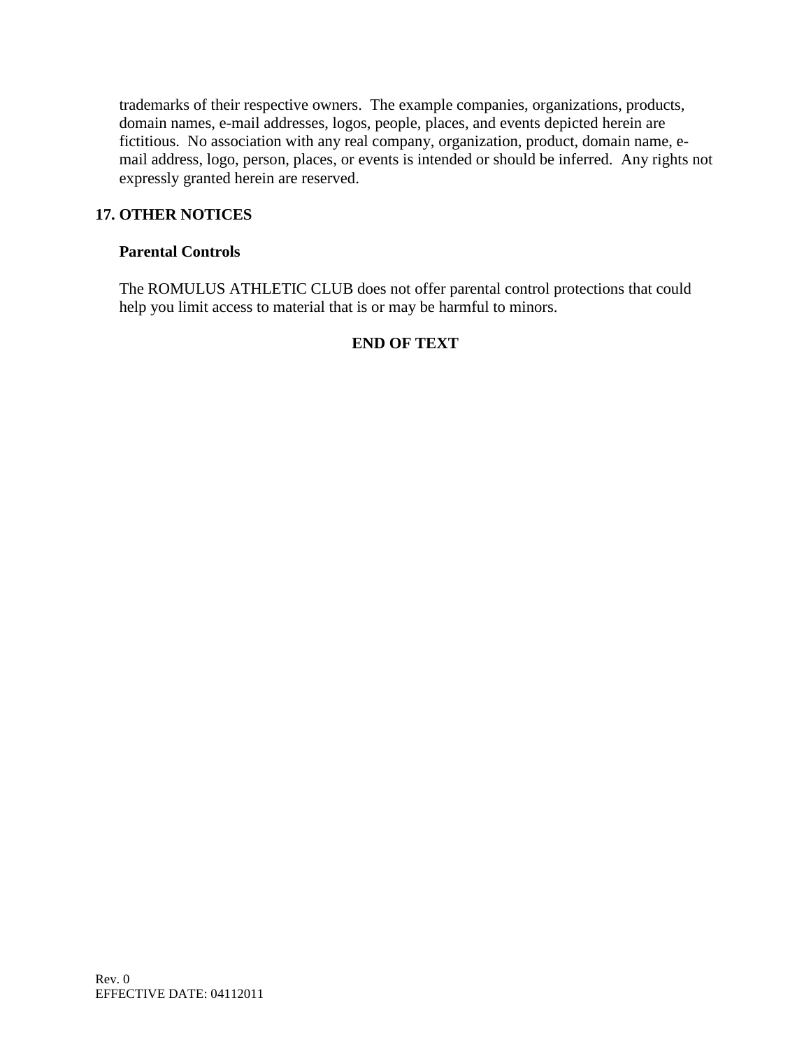trademarks of their respective owners. The example companies, organizations, products, domain names, e-mail addresses, logos, people, places, and events depicted herein are fictitious. No association with any real company, organization, product, domain name, e-mail address, logo, person, places, or events is intended or should be inferred. Any rights not expressly granted herein are reserved.

## 17. OTHER NOTICES

### Parental Controls

The ROMULUS ATHLETIC CLUB does not offer parental control protections that could help you limit access to material that is or may be harmful to minors.

**END OF TEXT**

Rev. 0
EFFECTIVE DATE: 04112011